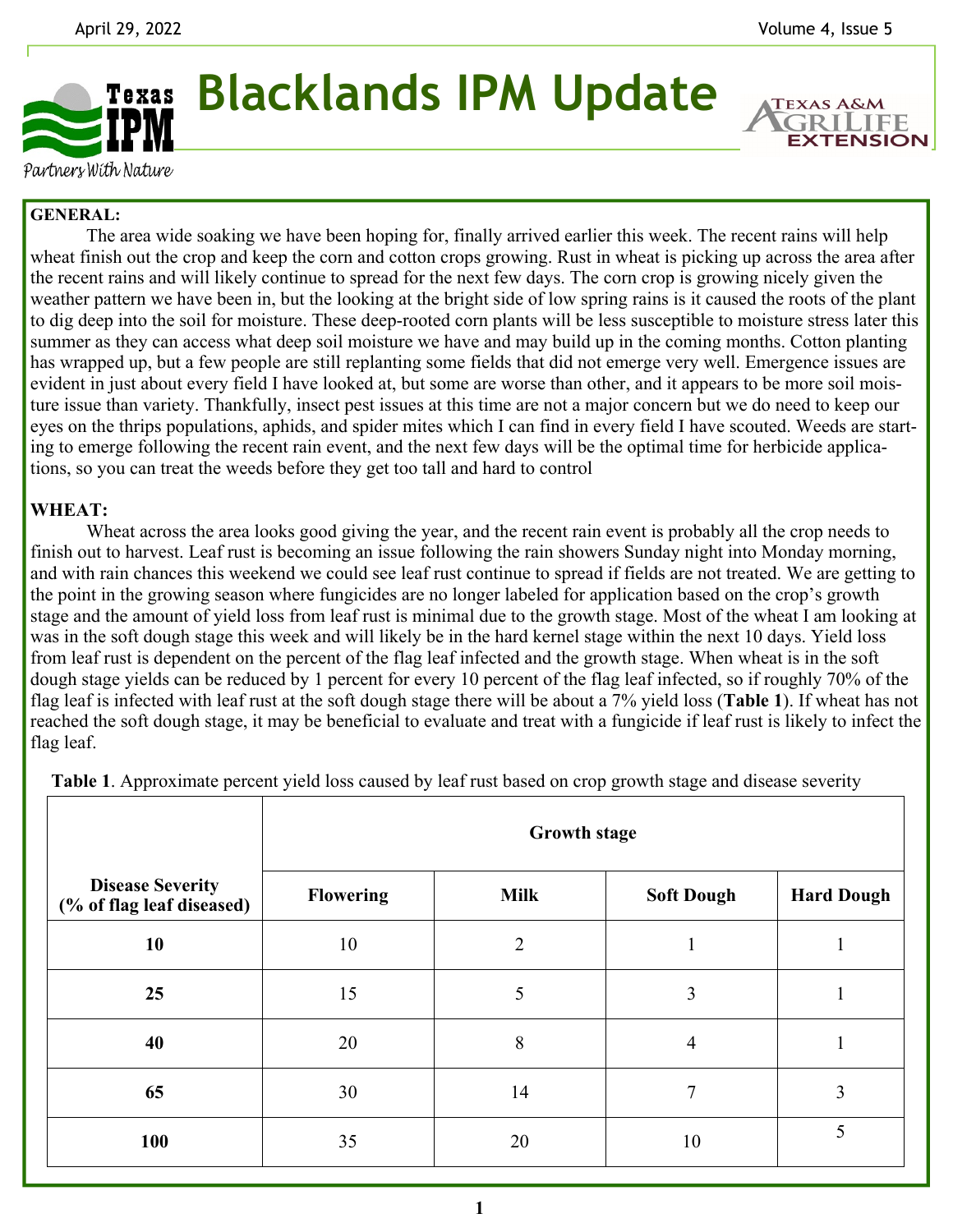April 29, 2022

# Blacklands IPM Update

**GENERAL:**

The area wide soaking we have been hoping for, finally arrived earlier this week. The recent rains will help wheat finish out the crop and keep the corn and cotton crops growing. Rust in wheat is picking up across the area after the recent rains and will likely continue to spread for the next few days. The corn crop is growing nicely given the weather pattern we have been in, but the looking at the bright side of low spring rains is it caused the roots of the plant to dig deep into the soil for moisture. These deep-rooted corn plants will be less susceptible to moisture stress later this summer as they can access what deep soil moisture we have and may build up in the coming months. Cotton planting has wrapped up, but a few people are still replanting some fields that did not emerge very well. Emergence issues are evident in just about every field I have looked at, but some are worse than other, and it appears to be more soil moisture issue than variety. Thankfully, insect pest issues at this time are not a major concern but we do need to keep our eyes on the thrips populations, aphids, and spider mites which I can find in every field I have scouted. Weeds are starting to emerge following the recent rain event, and the next few days will be the optimal time for herbicide applications, so you can treat the weeds before they get too tall and hard to control

**WHEAT:**

Wheat across the area looks good giving the year, and the recent rain event is probably all the crop needs to finish out to harvest. Leaf rust is becoming an issue following the rain showers Sunday night into Monday morning, and with rain chances this weekend we could see leaf rust continue to spread if fields are not treated. We are getting to the point in the growing season where fungicides are no longer labeled for application based on the crop's growth stage and the amount of yield loss from leaf rust is minimal due to the growth stage. Most of the wheat I am looking at was in the soft dough stage this week and will likely be in the hard kernel stage within the next 10 days. Yield loss from leaf rust is dependent on the percent of the flag leaf infected and the growth stage. When wheat is in the soft dough stage yields can be reduced by 1 percent for every 10 percent of the flag leaf infected, so if roughly 70% of the flag leaf is infected with leaf rust at the soft dough stage there will be about a 7% yield loss (**Table 1**). If wheat has not reached the soft dough stage, it may be beneficial to evaluate and treat with a fungicide if leaf rust is likely to infect the flag leaf.

**Table 1**. Approximate percent yield loss caused by leaf rust based on crop growth stage and disease severity

| Disease Severity (% of flag leaf diseased) | Growth stage | | | |
|---|---|---|---|---|
| | **Flowering** | **Milk** | **Soft Dough** | **Hard Dough** |
| **10** | 10 | 2 | 1 | 1 |
| **25** | 15 | 5 | 3 | 1 |
| **40** | 20 | 8 | 4 | 1 |
| **65** | 30 | 14 | 7 | 3 |
| **100** | 35 | 20 | 10 | 5 |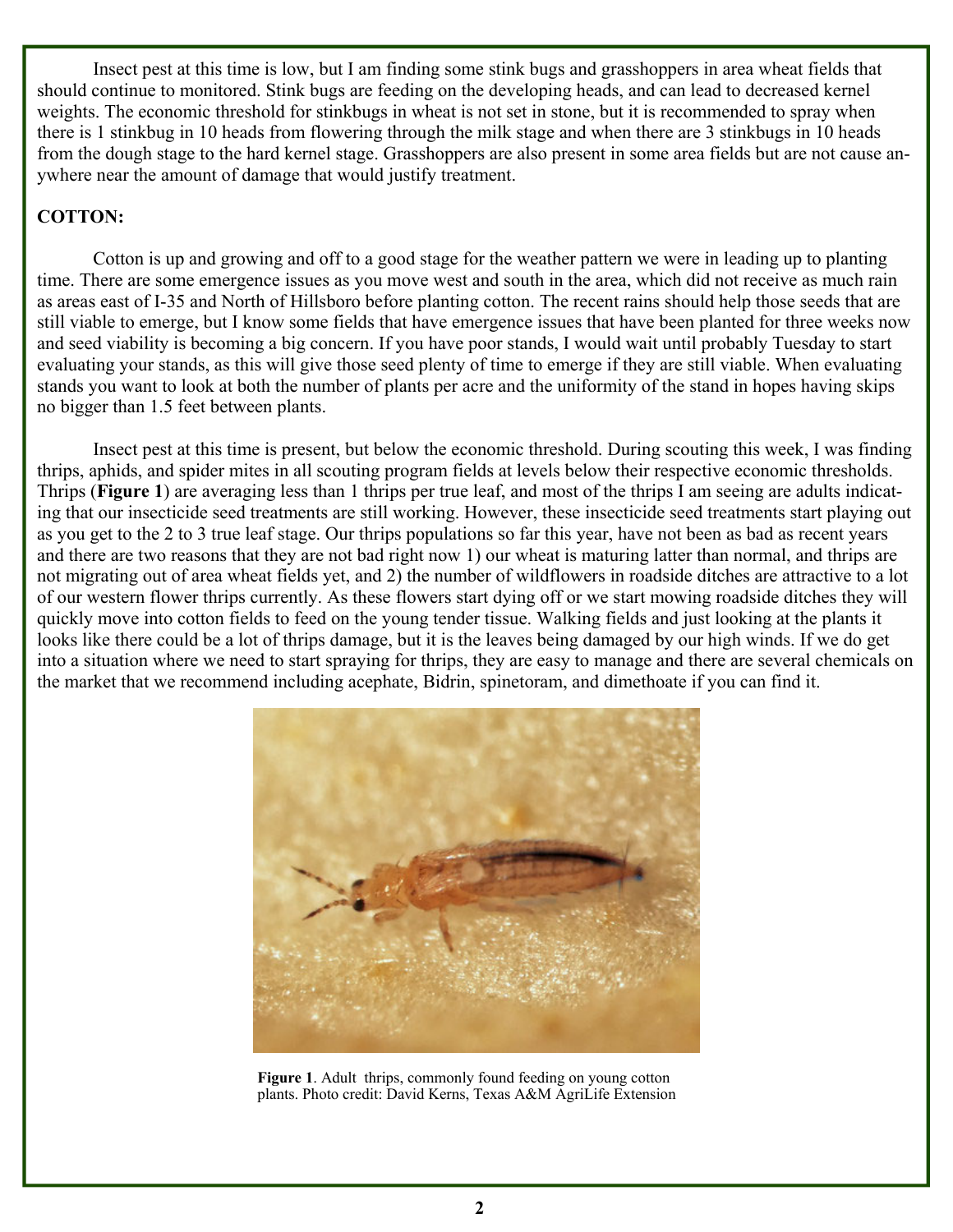Insect pest at this time is low, but I am finding some stink bugs and grasshoppers in area wheat fields that should continue to monitored. Stink bugs are feeding on the developing heads, and can lead to decreased kernel weights. The economic threshold for stinkbugs in wheat is not set in stone, but it is recommended to spray when there is 1 stinkbug in 10 heads from flowering through the milk stage and when there are 3 stinkbugs in 10 heads from the dough stage to the hard kernel stage. Grasshoppers are also present in some area fields but are not cause anywhere near the amount of damage that would justify treatment.

**COTTON:**

Cotton is up and growing and off to a good stage for the weather pattern we were in leading up to planting time. There are some emergence issues as you move west and south in the area, which did not receive as much rain as areas east of I-35 and North of Hillsboro before planting cotton. The recent rains should help those seeds that are still viable to emerge, but I know some fields that have emergence issues that have been planted for three weeks now and seed viability is becoming a big concern. If you have poor stands, I would wait until probably Tuesday to start evaluating your stands, as this will give those seed plenty of time to emerge if they are still viable. When evaluating stands you want to look at both the number of plants per acre and the uniformity of the stand in hopes having skips no bigger than 1.5 feet between plants.

Insect pest at this time is present, but below the economic threshold. During scouting this week, I was finding thrips, aphids, and spider mites in all scouting program fields at levels below their respective economic thresholds. Thrips (**Figure 1**) are averaging less than 1 thrips per true leaf, and most of the thrips I am seeing are adults indicating that our insecticide seed treatments are still working. However, these insecticide seed treatments start playing out as you get to the 2 to 3 true leaf stage. Our thrips populations so far this year, have not been as bad as recent years and there are two reasons that they are not bad right now 1) our wheat is maturing latter than normal, and thrips are not migrating out of area wheat fields yet, and 2) the number of wildflowers in roadside ditches are attractive to a lot of our western flower thrips currently. As these flowers start dying off or we start mowing roadside ditches they will quickly move into cotton fields to feed on the young tender tissue. Walking fields and just looking at the plants it looks like there could be a lot of thrips damage, but it is the leaves being damaged by our high winds. If we do get into a situation where we need to start spraying for thrips, they are easy to manage and there are several chemicals on the market that we recommend including acephate, Bidrin, spinetoram, and dimethoate if you can find it.

**Figure 1**. Adult thrips, commonly found feeding on young cotton plants. Photo credit: David Kerns, Texas A&M AgriLife Extension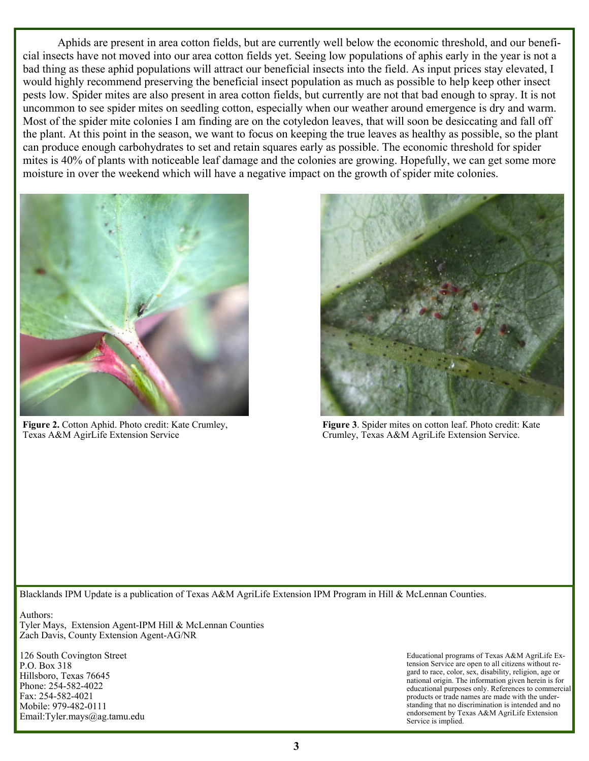Aphids are present in area cotton fields, but are currently well below the economic threshold, and our beneficial insects have not moved into our area cotton fields yet. Seeing low populations of aphis early in the year is not a bad thing as these aphid populations will attract our beneficial insects into the field. As input prices stay elevated, I would highly recommend preserving the beneficial insect population as much as possible to help keep other insect pests low. Spider mites are also present in area cotton fields, but currently are not that bad enough to spray. It is not uncommon to see spider mites on seedling cotton, especially when our weather around emergence is dry and warm. Most of the spider mite colonies I am finding are on the cotyledon leaves, that will soon be desiccating and fall off the plant. At this point in the season, we want to focus on keeping the true leaves as healthy as possible, so the plant can produce enough carbohydrates to set and retain squares early as possible. The economic threshold for spider mites is 40% of plants with noticeable leaf damage and the colonies are growing. Hopefully, we can get some more moisture in over the weekend which will have a negative impact on the growth of spider mite colonies.

**Figure 2.** Cotton Aphid. Photo credit: Kate Crumley, Texas A&M AgirLife Extension Service

**Figure 3**. Spider mites on cotton leaf. Photo credit: Kate Crumley, Texas A&M AgriLife Extension Service.

Blacklands IPM Update is a publication of Texas A&M AgriLife Extension IPM Program in Hill & McLennan Counties.

Authors:
Tyler Mays, Extension Agent-IPM Hill & McLennan Counties
Zach Davis, County Extension Agent-AG/NR

126 South Covington Street
P.O. Box 318
Hillsboro, Texas 76645
Phone: 254-582-4022
Fax: 254-582-4021
Mobile: 979-482-0111
Email:Tyler.mays@ag.tamu.edu

Educational programs of Texas A&M AgriLife Extension Service are open to all citizens without regard to race, color, sex, disability, religion, age or national origin. The information given herein is for educational purposes only. References to commercial products or trade names are made with the understanding that no discrimination is intended and no endorsement by Texas A&M AgriLife Extension Service is implied.